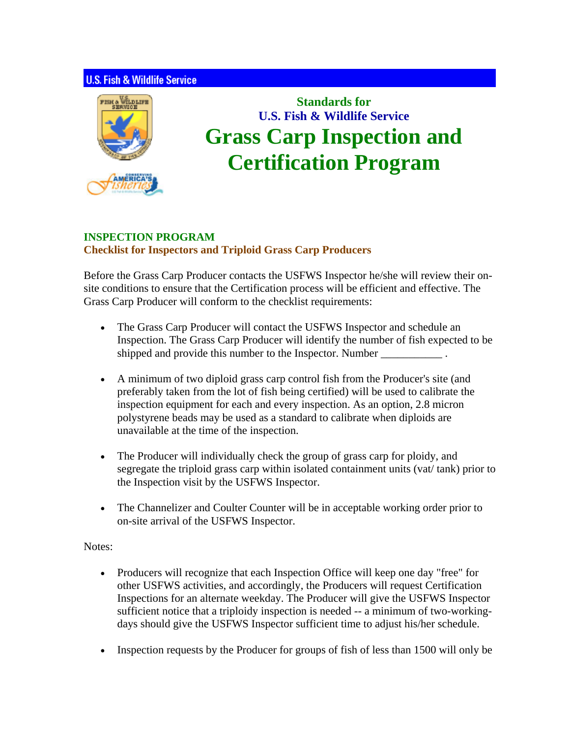U.S. Fish & Wildlife Service

# Standards for U.S. Fish & Wildlife Service Grass Carp Inspection and Certification Program

## INSPECTION PROGRAM

### Checklist for Inspectors and Triploid Grass Carp Producers

Before the Grass Carp Producer contacts the USFWS Inspector he/she will review their on-site conditions to ensure that the Certification process will be efficient and effective. The Grass Carp Producer will conform to the checklist requirements:

- The Grass Carp Producer will contact the USFWS Inspector and schedule an Inspection. The Grass Carp Producer will identify the number of fish expected to be shipped and provide this number to the Inspector. Number ___________ .
- A minimum of two diploid grass carp control fish from the Producer's site (and preferably taken from the lot of fish being certified) will be used to calibrate the inspection equipment for each and every inspection. As an option, 2.8 micron polystyrene beads may be used as a standard to calibrate when diploids are unavailable at the time of the inspection.
- The Producer will individually check the group of grass carp for ploidy, and segregate the triploid grass carp within isolated containment units (vat/ tank) prior to the Inspection visit by the USFWS Inspector.
- The Channelizer and Coulter Counter will be in acceptable working order prior to on-site arrival of the USFWS Inspector.

Notes:

- Producers will recognize that each Inspection Office will keep one day "free" for other USFWS activities, and accordingly, the Producers will request Certification Inspections for an alternate weekday. The Producer will give the USFWS Inspector sufficient notice that a triploidy inspection is needed -- a minimum of two-working-days should give the USFWS Inspector sufficient time to adjust his/her schedule.
- Inspection requests by the Producer for groups of fish of less than 1500 will only be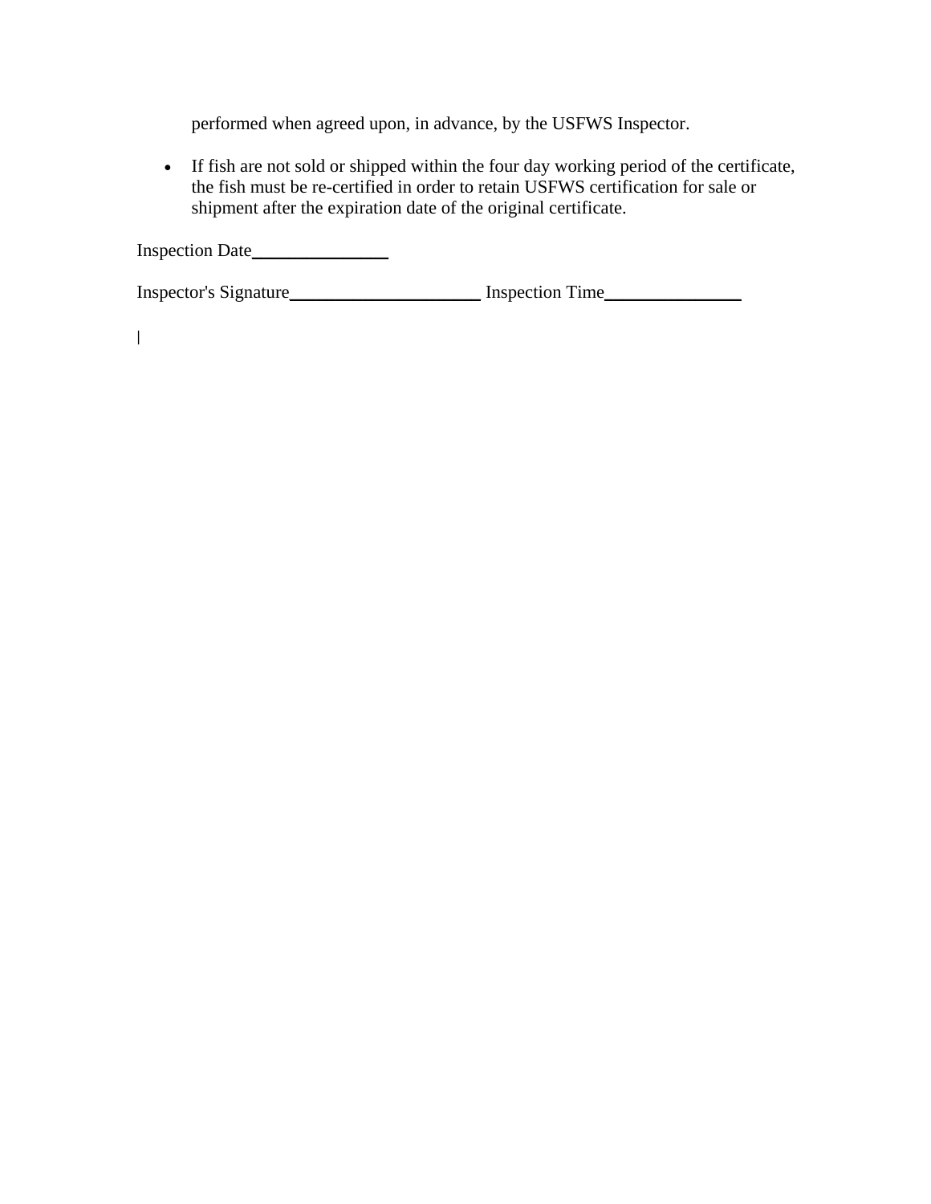performed when agreed upon, in advance, by the USFWS Inspector.

- If fish are not sold or shipped within the four day working period of the certificate, the fish must be re-certified in order to retain USFWS certification for sale or shipment after the expiration date of the original certificate.

Inspection Date________________

Inspector's Signature______________________ Inspection Time________________